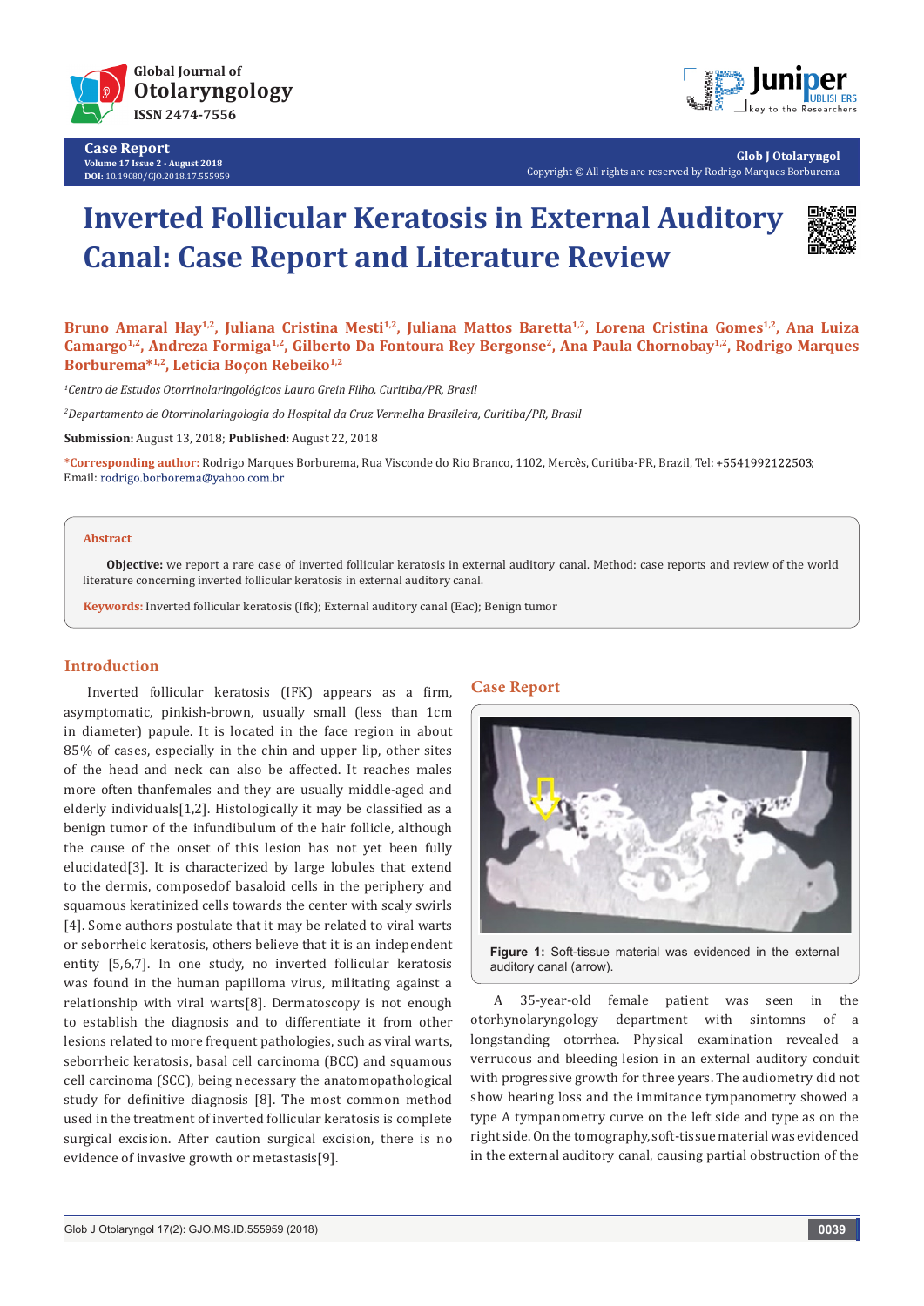# Inverted Follicular Keratosis in External Auditory Canal: Case Report and Literature Review

**Bruno Amaral Hay[1,2], Juliana Cristina Mesti[1,2], Juliana Mattos Baretta[1,2], Lorena Cristina Gomes[1,2], Ana Luiza Camargo[1,2], Andreza Formiga[1,2], Gilberto Da Fontoura Rey Bergonse[2], Ana Paula Chornobay[1,2], Rodrigo Marques Borburema*[1,2], Leticia Boçon Rebeiko[1,2]**

[1]*Centro de Estudos Otorrinolaringológicos Lauro Grein Filho, Curitiba/PR, Brasil*

[2]*Departamento de Otorrinolaringologia do Hospital da Cruz Vermelha Brasileira, Curitiba/PR, Brasil*

**Submission:** August 13, 2018; **Published:** August 22, 2018

***Corresponding author:** Rodrigo Marques Borburema, Rua Visconde do Rio Branco, 1102, Mercês, Curitiba-PR, Brazil, Tel: +5541992122503; Email: rodrigo.borborema@yahoo.com.br

## Abstract

**Objective:** we report a rare case of inverted follicular keratosis in external auditory canal. Method: case reports and review of the world literature concerning inverted follicular keratosis in external auditory canal.

**Keywords:** Inverted follicular keratosis (Ifk); External auditory canal (Eac); Benign tumor

## Introduction

Inverted follicular keratosis (IFK) appears as a firm, asymptomatic, pinkish-brown, usually small (less than 1cm in diameter) papule. It is located in the face region in about 85% of cases, especially in the chin and upper lip, other sites of the head and neck can also be affected. It reaches males more often thanfemales and they are usually middle-aged and elderly individuals[1,2]. Histologically it may be classified as a benign tumor of the infundibulum of the hair follicle, although the cause of the onset of this lesion has not yet been fully elucidated[3]. It is characterized by large lobules that extend to the dermis, composedof basaloid cells in the periphery and squamous keratinized cells towards the center with scaly swirls [4]. Some authors postulate that it may be related to viral warts or seborrheic keratosis, others believe that it is an independent entity [5,6,7]. In one study, no inverted follicular keratosis was found in the human papilloma virus, militating against a relationship with viral warts[8]. Dermatoscopy is not enough to establish the diagnosis and to differentiate it from other lesions related to more frequent pathologies, such as viral warts, seborrheic keratosis, basal cell carcinoma (BCC) and squamous cell carcinoma (SCC), being necessary the anatomopathological study for definitive diagnosis [8]. The most common method used in the treatment of inverted follicular keratosis is complete surgical excision. After caution surgical excision, there is no evidence of invasive growth or metastasis[9].

## Case Report

**Figure 1:** Soft-tissue material was evidenced in the external auditory canal (arrow).

A 35-year-old female patient was seen in the otorhynolaryngology department with sintomns of a longstanding otorrhea. Physical examination revealed a verrucous and bleeding lesion in an external auditory conduit with progressive growth for three years. The audiometry did not show hearing loss and the immitance tympanometry showed a type A tympanometry curve on the left side and type as on the right side. On the tomography, soft-tissue material was evidenced in the external auditory canal, causing partial obstruction of the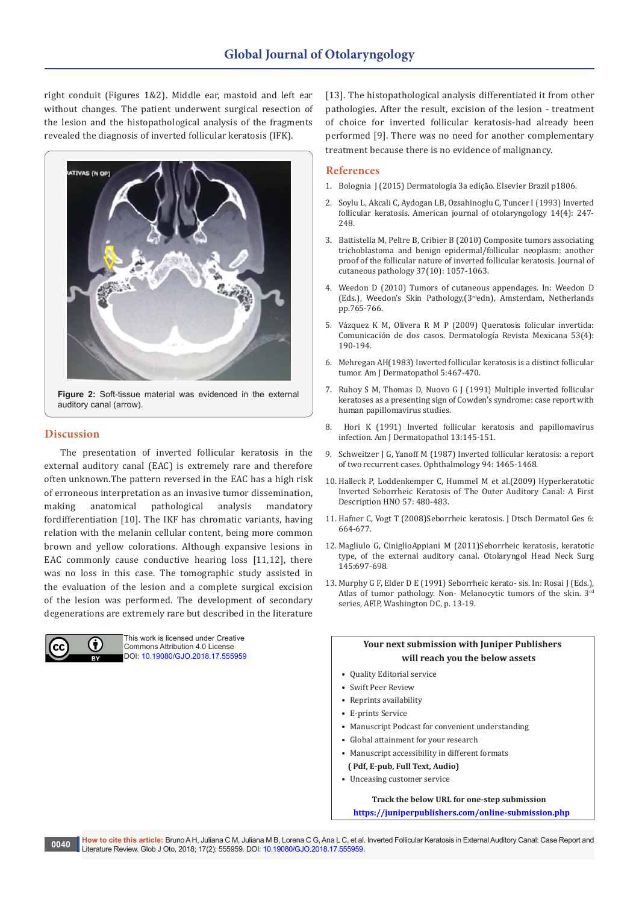right conduit (Figures 1&2). Middle ear, mastoid and left ear without changes. The patient underwent surgical resection of the lesion and the histopathological analysis of the fragments revealed the diagnosis of inverted follicular keratosis (IFK).

**Figure 2:** Soft-tissue material was evidenced in the external auditory canal (arrow).

## Discussion

The presentation of inverted follicular keratosis in the external auditory canal (EAC) is extremely rare and therefore often unknown.The pattern reversed in the EAC has a high risk of erroneous interpretation as an invasive tumor dissemination, making anatomical pathological analysis mandatory fordifferentiation [10]. The IKF has chromatic variants, having relation with the melanin cellular content, being more common brown and yellow colorations. Although expansive lesions in EAC commonly cause conductive hearing loss [11,12], there was no loss in this case. The tomographic study assisted in the evaluation of the lesion and a complete surgical excision of the lesion was performed. The development of secondary degenerations are extremely rare but described in the literature [13]. The histopathological analysis differentiated it from other pathologies. After the result, excision of the lesion - treatment of choice for inverted follicular keratosis-had already been performed [9]. There was no need for another complementary treatment because there is no evidence of malignancy.

## References

1. Bolognia J (2015) Dermatologia 3a edição. Elsevier Brazil p1806.
2. Soylu L, Akcali C, Aydogan LB, Ozsahinoglu C, Tuncer I (1993) Inverted follicular keratosis. American journal of otolaryngology 14(4): 247-248.
3. Battistella M, Peltre B, Cribier B (2010) Composite tumors associating trichoblastoma and benign epidermal/follicular neoplasm: another proof of the follicular nature of inverted follicular keratosis. Journal of cutaneous pathology 37(10): 1057-1063.
4. Weedon D (2010) Tumors of cutaneous appendages. In: Weedon D (Eds.), Weedon's Skin Pathology,(3rdedn), Amsterdam, Netherlands pp.765-766.
5. Vázquez K M, Olivera R M P (2009) Queratosis folicular invertida: Comunicación de dos casos. Dermatología Revista Mexicana 53(4): 190-194.
6. Mehregan AH(1983) Inverted follicular keratosis is a distinct follicular tumor. Am J Dermatopathol 5:467-470.
7. Ruhoy S M, Thomas D, Nuovo G J (1991) Multiple inverted follicular keratoses as a presenting sign of Cowden's syndrome: case report with human papillomavirus studies.
8. Hori K (1991) Inverted follicular keratosis and papillomavirus infection. Am J Dermatopathol 13:145-151.
9. Schweitzer J G, Yanoff M (1987) Inverted follicular keratosis: a report of two recurrent cases. Ophthalmology 94: 1465-1468.
10. Halleck P, Loddenkemper C, Hummel M et al.(2009) Hyperkeratotic Inverted Seborrheic Keratosis of The Outer Auditory Canal: A First Description HNO 57: 480-483.
11. Hafner C, Vogt T (2008)Seborrheic keratosis. J Dtsch Dermatol Ges 6: 664-677.
12. Magliulo G, CiniglioAppiani M (2011)Seborrheic keratosis, keratotic type, of the external auditory canal. Otolaryngol Head Neck Surg 145:697-698.
13. Murphy G F, Elder D E (1991) Seborrheic kerato- sis. In: Rosai J (Eds.), Atlas of tumor pathology. Non- Melanocytic tumors of the skin. 3rd series, AFIP, Washington DC, p. 13-19.

This work is licensed under Creative Commons Attribution 4.0 License
DOI: 10.19080/GJO.2018.17.555959

**Your next submission with Juniper Publishers will reach you the below assets**

- Quality Editorial service
- Swift Peer Review
- Reprints availability
- E-prints Service
- Manuscript Podcast for convenient understanding
- Global attainment for your research
- Manuscript accessibility in different formats
  **( Pdf, E-pub, Full Text, Audio)**
- Unceasing customer service

**Track the below URL for one-step submission**
**https://juniperpublishers.com/online-submission.php**

**How to cite this article:** Bruno A H, Juliana C M, Juliana M B, Lorena C G, Ana L C, et al. Inverted Follicular Keratosis in External Auditory Canal: Case Report and Literature Review. Glob J Oto, 2018; 17(2): 555959. DOI: 10.19080/GJO.2018.17.555959.